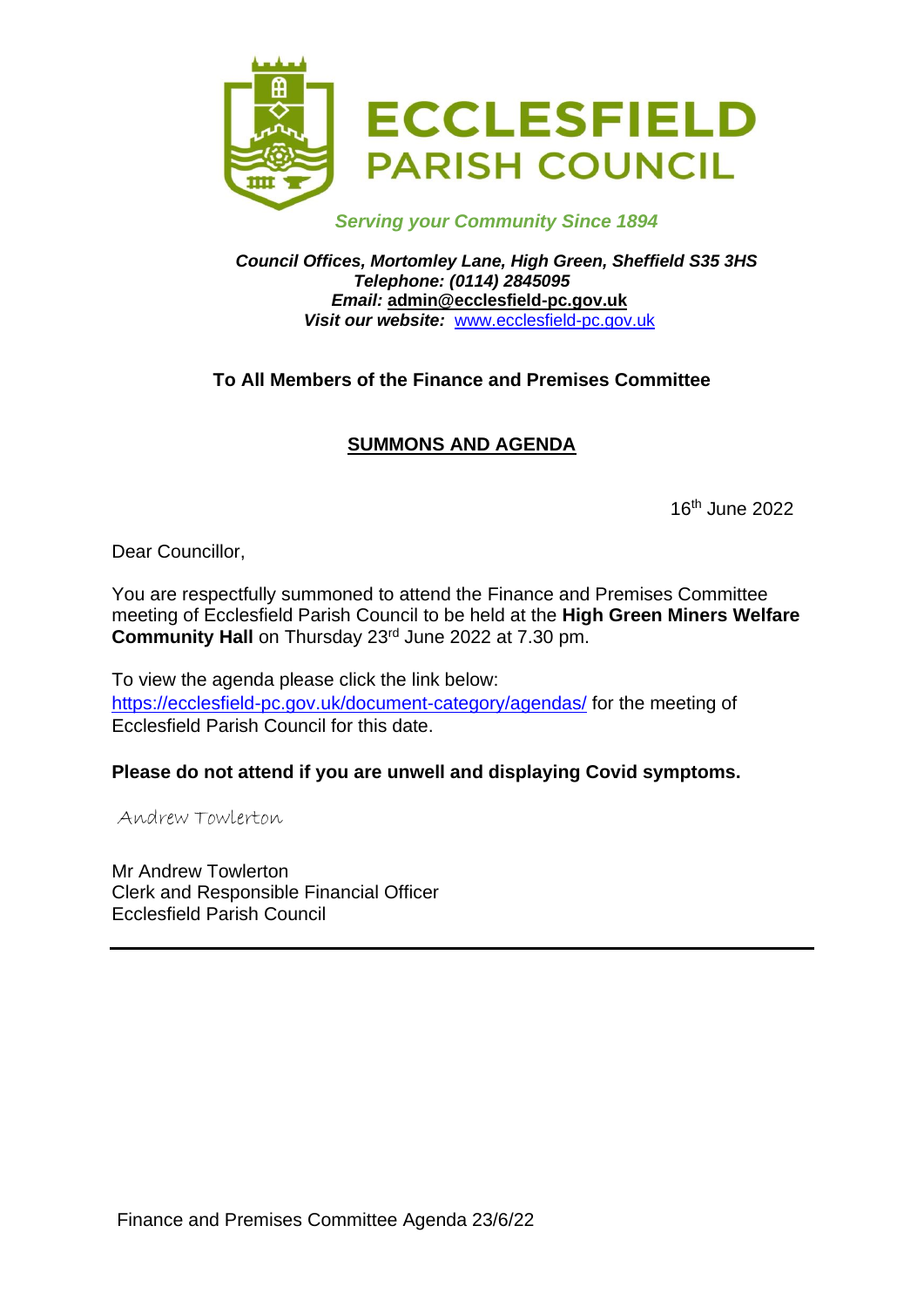# ECCLESFIELD PARISH COUNCIL

*Serving your Community Since 1894*

***Council Offices, Mortomley Lane, High Green, Sheffield S35 3HS***
***Telephone: (0114) 2845095***
***Email:* admin@ecclesfield-pc.gov.uk**
***Visit our website:*** www.ecclesfield-pc.gov.uk

**To All Members of the Finance and Premises Committee**

## SUMMONS AND AGENDA

16th June 2022

Dear Councillor,

You are respectfully summoned to attend the Finance and Premises Committee meeting of Ecclesfield Parish Council to be held at the **High Green Miners Welfare Community Hall** on Thursday 23rd June 2022 at 7.30 pm.

To view the agenda please click the link below:
https://ecclesfield-pc.gov.uk/document-category/agendas/ for the meeting of Ecclesfield Parish Council for this date.

**Please do not attend if you are unwell and displaying Covid symptoms.**

Andrew Towlerton

Mr Andrew Towlerton
Clerk and Responsible Financial Officer
Ecclesfield Parish Council

---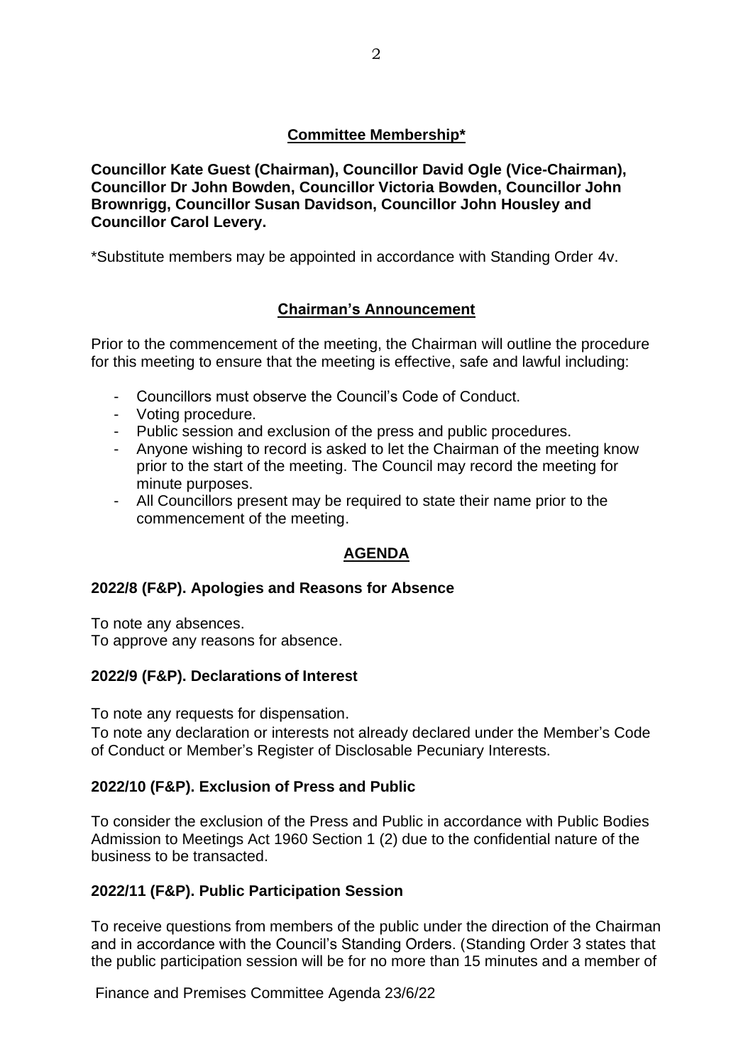## Committee Membership*

**Councillor Kate Guest (Chairman), Councillor David Ogle (Vice-Chairman), Councillor Dr John Bowden, Councillor Victoria Bowden, Councillor John Brownrigg, Councillor Susan Davidson, Councillor John Housley and Councillor Carol Levery.**

*Substitute members may be appointed in accordance with Standing Order 4v.

## Chairman's Announcement

Prior to the commencement of the meeting, the Chairman will outline the procedure for this meeting to ensure that the meeting is effective, safe and lawful including:

- Councillors must observe the Council's Code of Conduct.
- Voting procedure.
- Public session and exclusion of the press and public procedures.
- Anyone wishing to record is asked to let the Chairman of the meeting know prior to the start of the meeting. The Council may record the meeting for minute purposes.
- All Councillors present may be required to state their name prior to the commencement of the meeting.

## AGENDA

### 2022/8 (F&P). Apologies and Reasons for Absence

To note any absences.
To approve any reasons for absence.

### 2022/9 (F&P). Declarations of Interest

To note any requests for dispensation.
To note any declaration or interests not already declared under the Member's Code of Conduct or Member's Register of Disclosable Pecuniary Interests.

### 2022/10 (F&P). Exclusion of Press and Public

To consider the exclusion of the Press and Public in accordance with Public Bodies Admission to Meetings Act 1960 Section 1 (2) due to the confidential nature of the business to be transacted.

### 2022/11 (F&P). Public Participation Session

To receive questions from members of the public under the direction of the Chairman and in accordance with the Council's Standing Orders. (Standing Order 3 states that the public participation session will be for no more than 15 minutes and a member of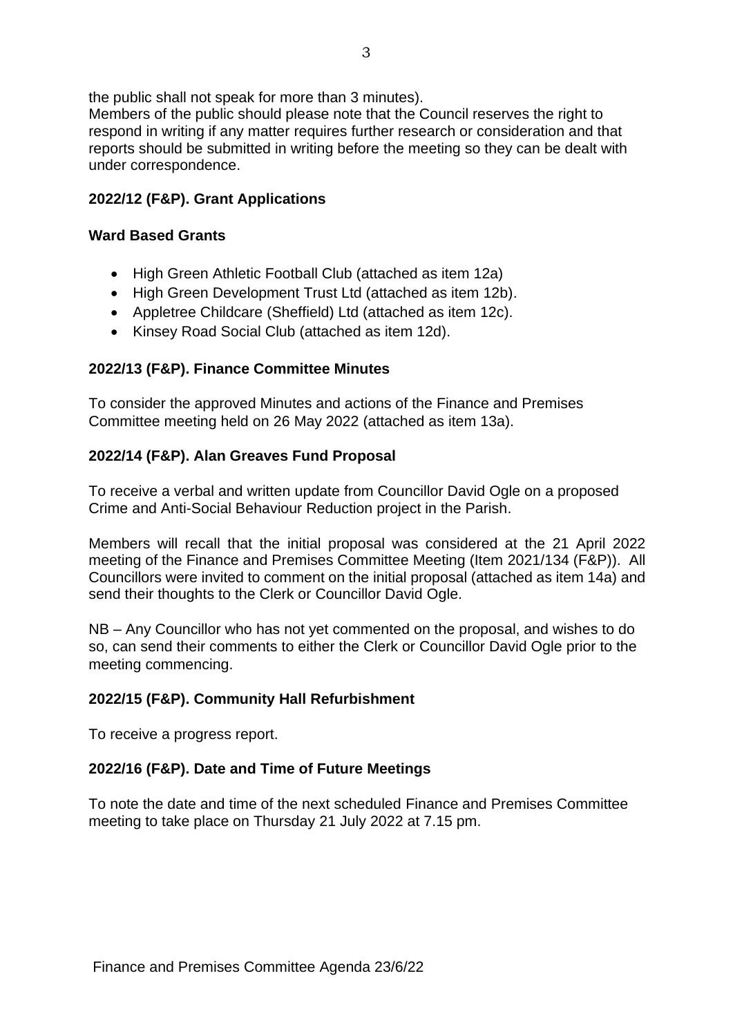the public shall not speak for more than 3 minutes).
Members of the public should please note that the Council reserves the right to respond in writing if any matter requires further research or consideration and that reports should be submitted in writing before the meeting so they can be dealt with under correspondence.

**2022/12 (F&P). Grant Applications**

**Ward Based Grants**

- High Green Athletic Football Club (attached as item 12a)
- High Green Development Trust Ltd (attached as item 12b).
- Appletree Childcare (Sheffield) Ltd (attached as item 12c).
- Kinsey Road Social Club (attached as item 12d).

**2022/13 (F&P). Finance Committee Minutes**

To consider the approved Minutes and actions of the Finance and Premises Committee meeting held on 26 May 2022 (attached as item 13a).

**2022/14 (F&P). Alan Greaves Fund Proposal**

To receive a verbal and written update from Councillor David Ogle on a proposed Crime and Anti-Social Behaviour Reduction project in the Parish.

Members will recall that the initial proposal was considered at the 21 April 2022 meeting of the Finance and Premises Committee Meeting (Item 2021/134 (F&P)). All Councillors were invited to comment on the initial proposal (attached as item 14a) and send their thoughts to the Clerk or Councillor David Ogle.

NB – Any Councillor who has not yet commented on the proposal, and wishes to do so, can send their comments to either the Clerk or Councillor David Ogle prior to the meeting commencing.

**2022/15 (F&P). Community Hall Refurbishment**

To receive a progress report.

**2022/16 (F&P). Date and Time of Future Meetings**

To note the date and time of the next scheduled Finance and Premises Committee meeting to take place on Thursday 21 July 2022 at 7.15 pm.